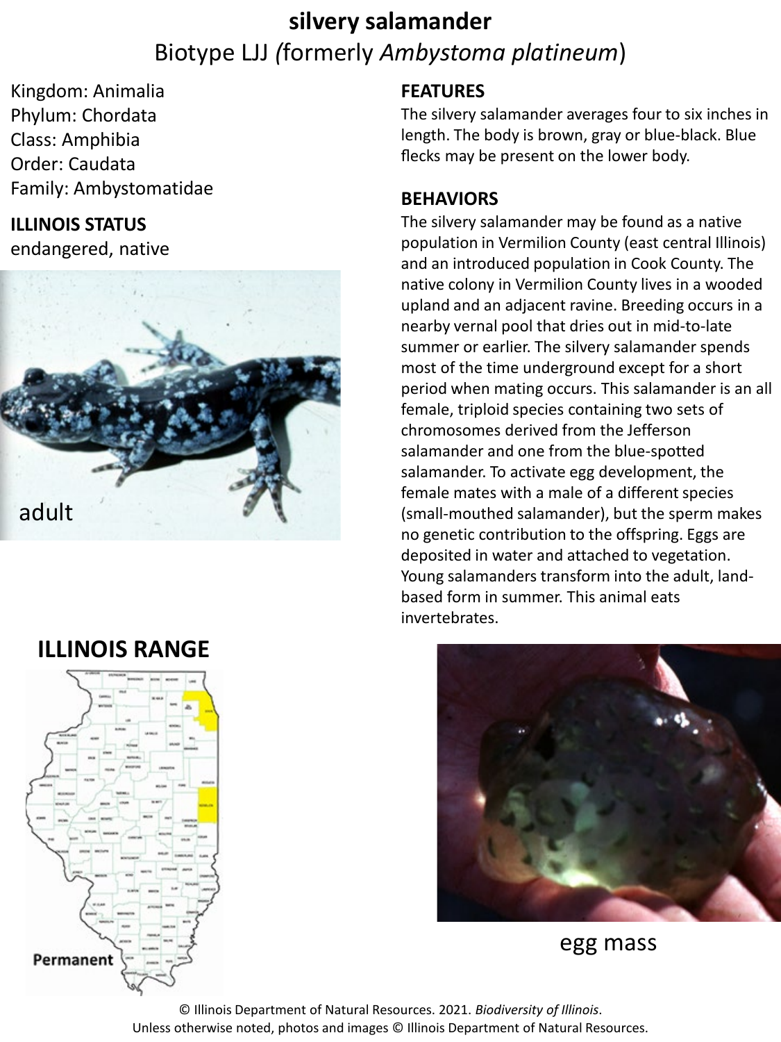# silvery salamander

## Biotype LJJ (formerly *Ambystoma platineum*)

Kingdom: Animalia
Phylum: Chordata
Class: Amphibia
Order: Caudata
Family: Ambystomatidae

**ILLINOIS STATUS**

endangered, native

adult

## FEATURES

The silvery salamander averages four to six inches in length. The body is brown, gray or blue-black. Blue flecks may be present on the lower body.

## BEHAVIORS

The silvery salamander may be found as a native population in Vermilion County (east central Illinois) and an introduced population in Cook County. The native colony in Vermilion County lives in a wooded upland and an adjacent ravine. Breeding occurs in a nearby vernal pool that dries out in mid-to-late summer or earlier. The silvery salamander spends most of the time underground except for a short period when mating occurs. This salamander is an all female, triploid species containing two sets of chromosomes derived from the Jefferson salamander and one from the blue-spotted salamander. To activate egg development, the female mates with a male of a different species (small-mouthed salamander), but the sperm makes no genetic contribution to the offspring. Eggs are deposited in water and attached to vegetation. Young salamanders transform into the adult, land-based form in summer. This animal eats invertebrates.

## ILLINOIS RANGE

Permanent

egg mass

© Illinois Department of Natural Resources. 2021. *Biodiversity of Illinois*.
Unless otherwise noted, photos and images © Illinois Department of Natural Resources.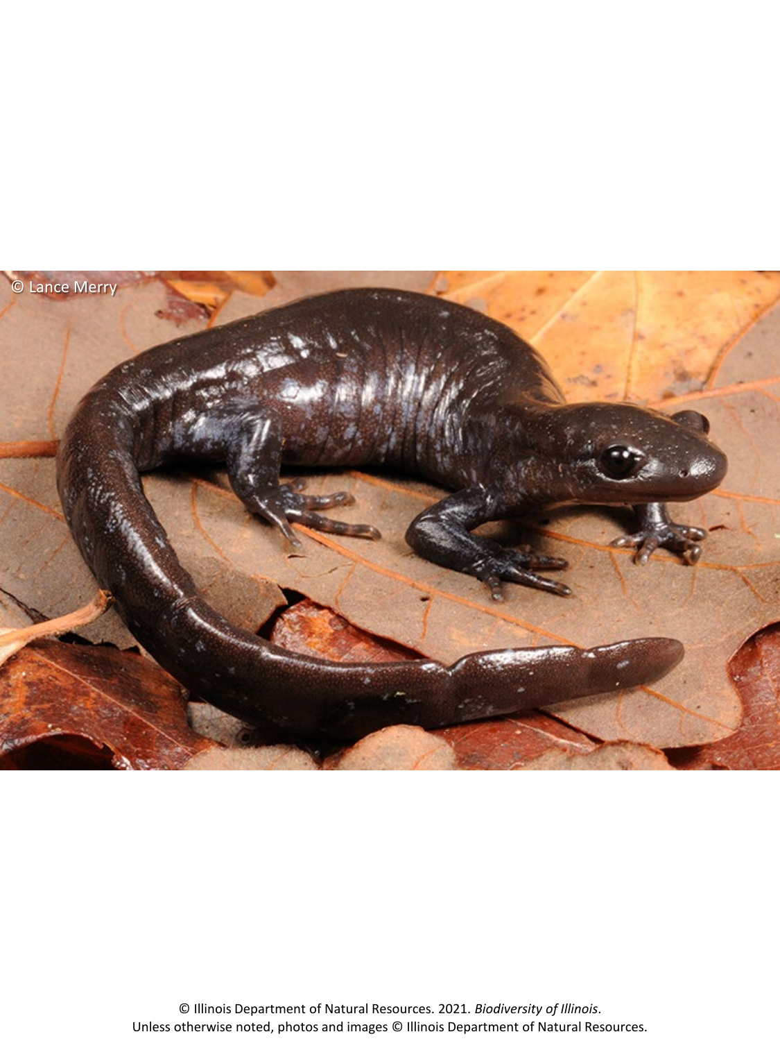© Illinois Department of Natural Resources. 2021. *Biodiversity of Illinois*.
Unless otherwise noted, photos and images © Illinois Department of Natural Resources.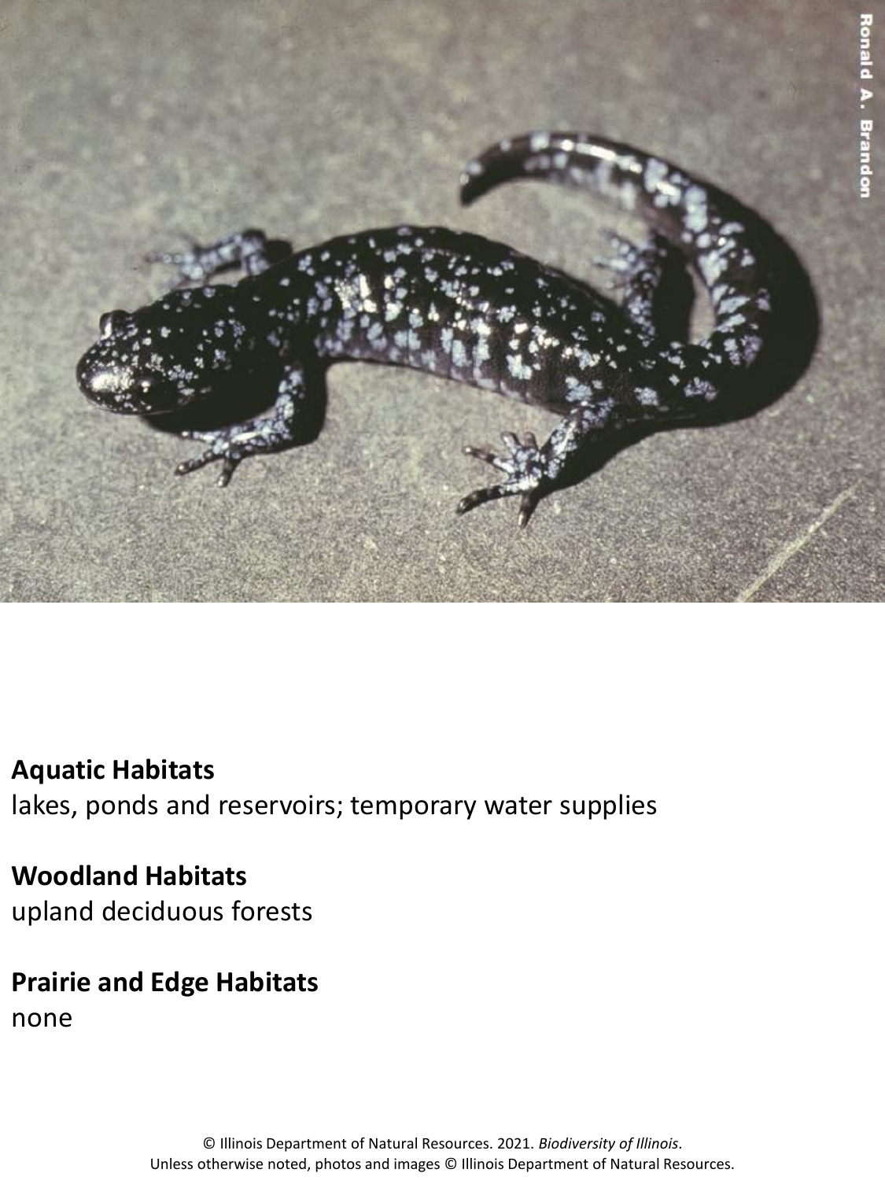**Aquatic Habitats**
lakes, ponds and reservoirs; temporary water supplies

**Woodland Habitats**
upland deciduous forests

**Prairie and Edge Habitats**
none

© Illinois Department of Natural Resources. 2021. *Biodiversity of Illinois*.
Unless otherwise noted, photos and images © Illinois Department of Natural Resources.